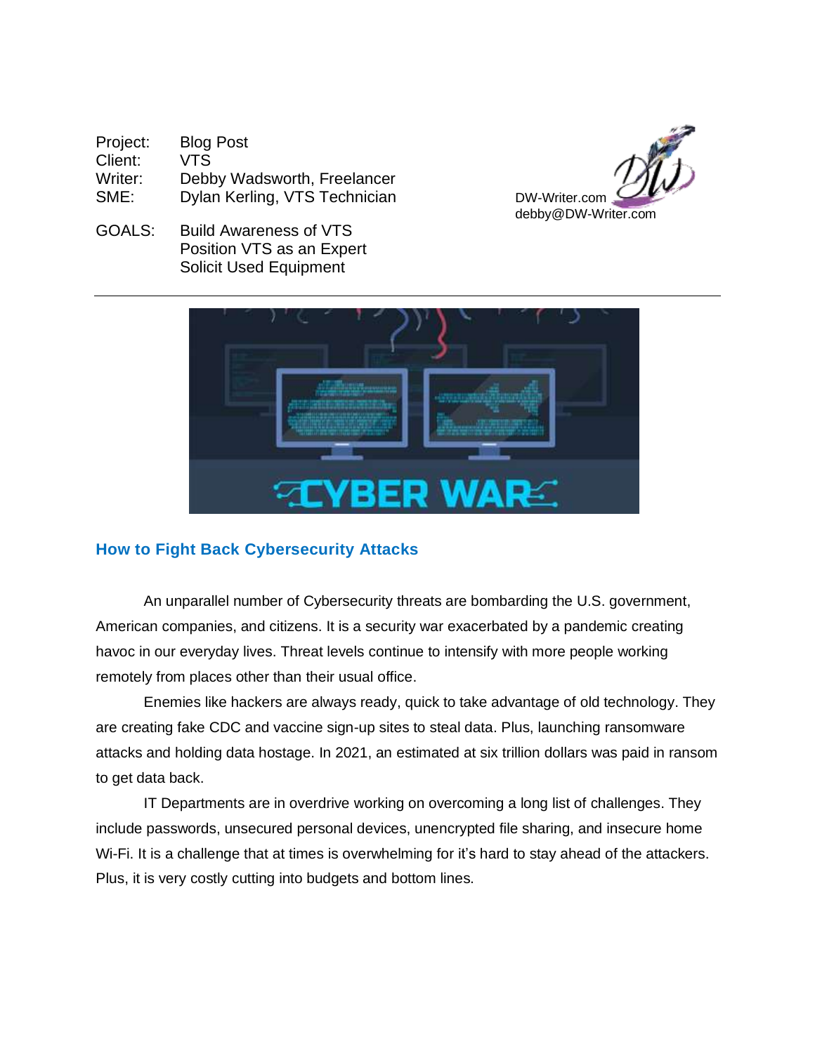| | |
|---|---|
| Project: | Blog Post |
| Client: | VTS |
| Writer: | Debby Wadsworth, Freelancer |
| SME: | Dylan Kerling, VTS Technician |

DW-Writer.com
debby@DW-Writer.com

GOALS: Build Awareness of VTS
Position VTS as an Expert
Solicit Used Equipment

---

CYBER WAR

## How to Fight Back Cybersecurity Attacks

An unparallel number of Cybersecurity threats are bombarding the U.S. government, American companies, and citizens. It is a security war exacerbated by a pandemic creating havoc in our everyday lives. Threat levels continue to intensify with more people working remotely from places other than their usual office.

Enemies like hackers are always ready, quick to take advantage of old technology. They are creating fake CDC and vaccine sign-up sites to steal data. Plus, launching ransomware attacks and holding data hostage. In 2021, an estimated at six trillion dollars was paid in ransom to get data back.

IT Departments are in overdrive working on overcoming a long list of challenges. They include passwords, unsecured personal devices, unencrypted file sharing, and insecure home Wi-Fi. It is a challenge that at times is overwhelming for it's hard to stay ahead of the attackers. Plus, it is very costly cutting into budgets and bottom lines.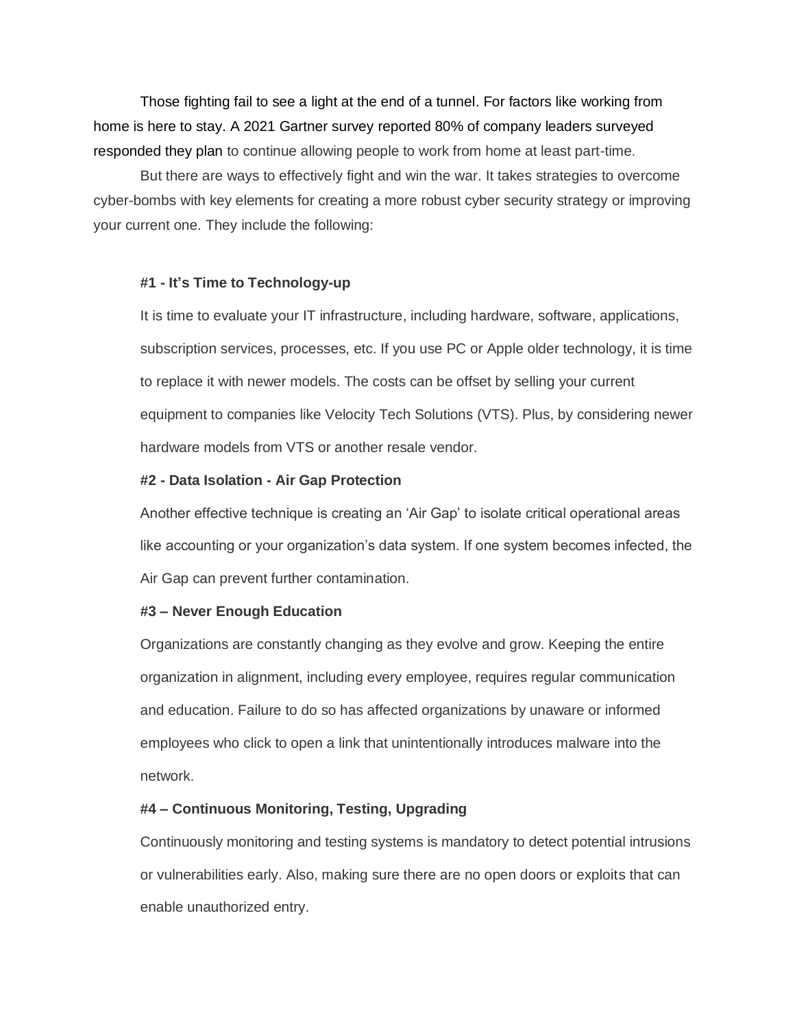Those fighting fail to see a light at the end of a tunnel. For factors like working from home is here to stay. A 2021 Gartner survey reported 80% of company leaders surveyed responded they plan to continue allowing people to work from home at least part-time.

But there are ways to effectively fight and win the war. It takes strategies to overcome cyber-bombs with key elements for creating a more robust cyber security strategy or improving your current one. They include the following:

**#1 - It's Time to Technology-up**

It is time to evaluate your IT infrastructure, including hardware, software, applications, subscription services, processes, etc. If you use PC or Apple older technology, it is time to replace it with newer models. The costs can be offset by selling your current equipment to companies like Velocity Tech Solutions (VTS). Plus, by considering newer hardware models from VTS or another resale vendor.

**#2 - Data Isolation - Air Gap Protection**

Another effective technique is creating an 'Air Gap' to isolate critical operational areas like accounting or your organization's data system. If one system becomes infected, the Air Gap can prevent further contamination.

**#3 – Never Enough Education**

Organizations are constantly changing as they evolve and grow. Keeping the entire organization in alignment, including every employee, requires regular communication and education. Failure to do so has affected organizations by unaware or informed employees who click to open a link that unintentionally introduces malware into the network.

**#4 – Continuous Monitoring, Testing, Upgrading**

Continuously monitoring and testing systems is mandatory to detect potential intrusions or vulnerabilities early. Also, making sure there are no open doors or exploits that can enable unauthorized entry.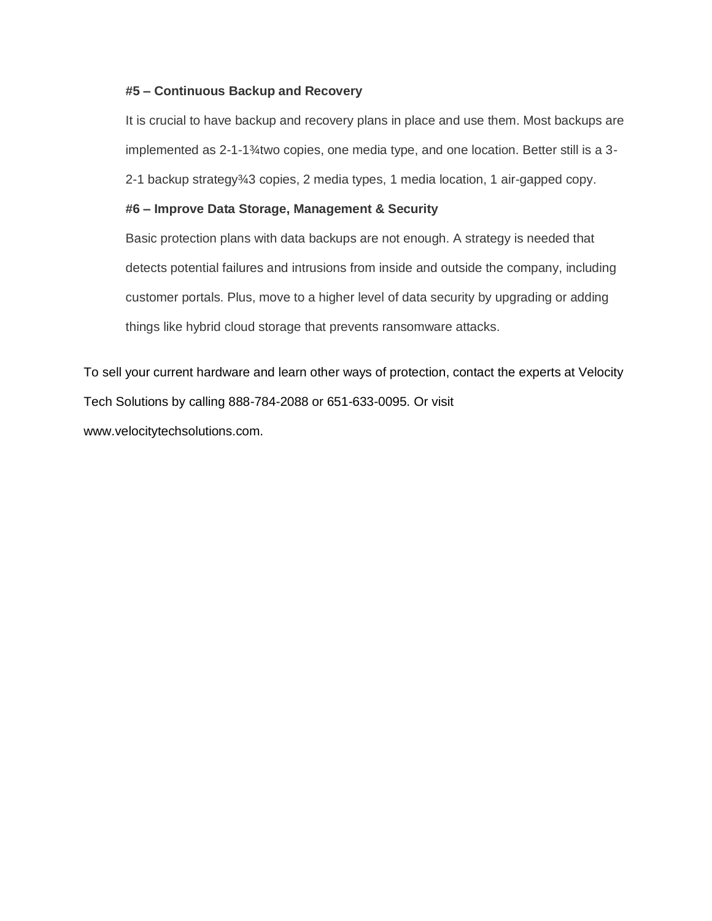**#5 – Continuous Backup and Recovery**

It is crucial to have backup and recovery plans in place and use them. Most backups are implemented as 2-1-1¾two copies, one media type, and one location. Better still is a 3-2-1 backup strategy¾3 copies, 2 media types, 1 media location, 1 air-gapped copy.

**#6 – Improve Data Storage, Management & Security**

Basic protection plans with data backups are not enough. A strategy is needed that detects potential failures and intrusions from inside and outside the company, including customer portals. Plus, move to a higher level of data security by upgrading or adding things like hybrid cloud storage that prevents ransomware attacks.

To sell your current hardware and learn other ways of protection, contact the experts at Velocity Tech Solutions by calling 888-784-2088 or 651-633-0095. Or visit www.velocitytechsolutions.com.